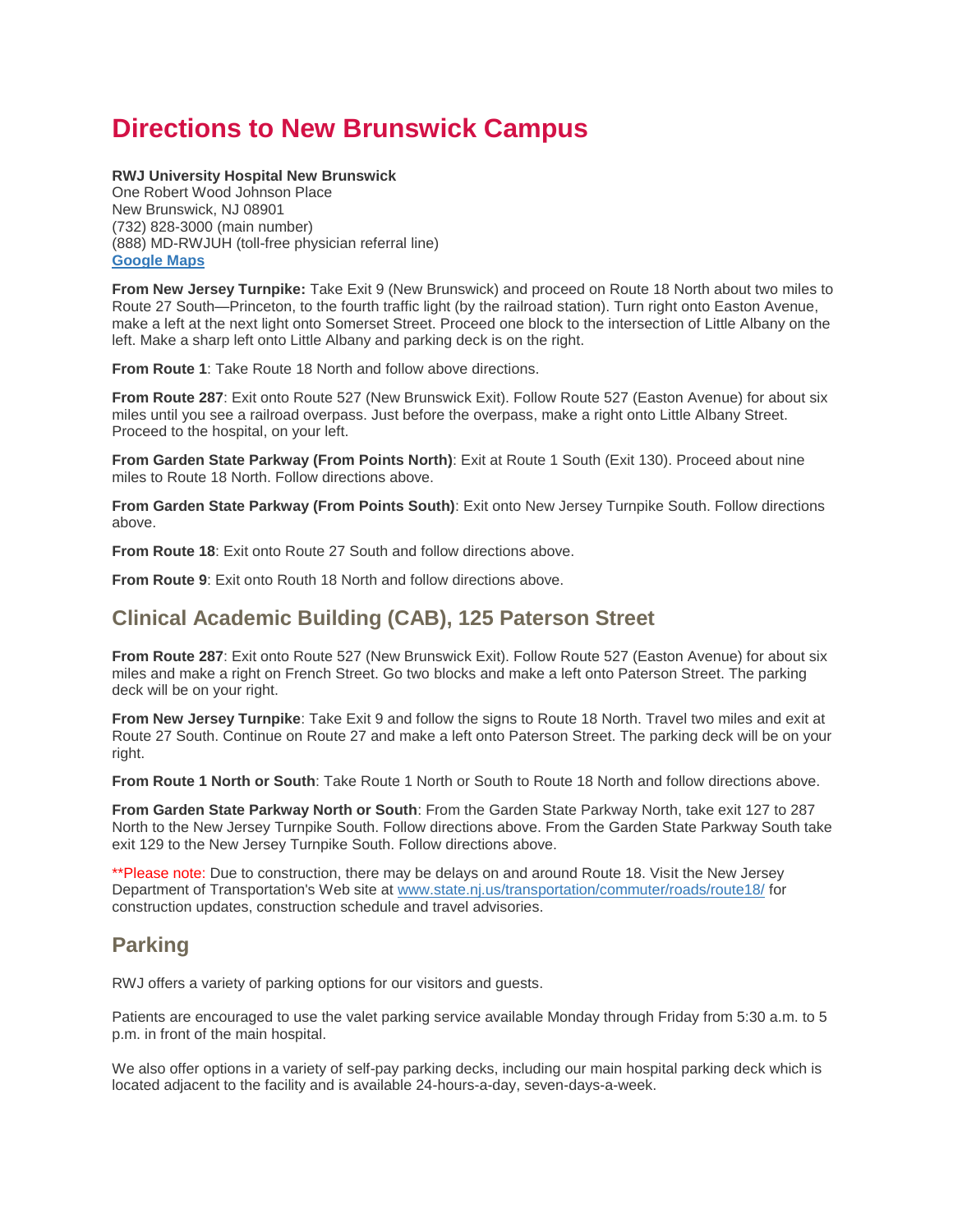# Directions to New Brunswick Campus

**RWJ University Hospital New Brunswick**
One Robert Wood Johnson Place
New Brunswick, NJ 08901
(732) 828-3000 (main number)
(888) MD-RWJUH (toll-free physician referral line)
**[Google Maps]()**

**From New Jersey Turnpike:** Take Exit 9 (New Brunswick) and proceed on Route 18 North about two miles to Route 27 South—Princeton, to the fourth traffic light (by the railroad station). Turn right onto Easton Avenue, make a left at the next light onto Somerset Street. Proceed one block to the intersection of Little Albany on the left. Make a sharp left onto Little Albany and parking deck is on the right.

**From Route 1**: Take Route 18 North and follow above directions.

**From Route 287**: Exit onto Route 527 (New Brunswick Exit). Follow Route 527 (Easton Avenue) for about six miles until you see a railroad overpass. Just before the overpass, make a right onto Little Albany Street. Proceed to the hospital, on your left.

**From Garden State Parkway (From Points North)**: Exit at Route 1 South (Exit 130). Proceed about nine miles to Route 18 North. Follow directions above.

**From Garden State Parkway (From Points South)**: Exit onto New Jersey Turnpike South. Follow directions above.

**From Route 18**: Exit onto Route 27 South and follow directions above.

**From Route 9**: Exit onto Routh 18 North and follow directions above.

## Clinical Academic Building (CAB), 125 Paterson Street

**From Route 287**: Exit onto Route 527 (New Brunswick Exit). Follow Route 527 (Easton Avenue) for about six miles and make a right on French Street. Go two blocks and make a left onto Paterson Street. The parking deck will be on your right.

**From New Jersey Turnpike**: Take Exit 9 and follow the signs to Route 18 North. Travel two miles and exit at Route 27 South. Continue on Route 27 and make a left onto Paterson Street. The parking deck will be on your right.

**From Route 1 North or South**: Take Route 1 North or South to Route 18 North and follow directions above.

**From Garden State Parkway North or South**: From the Garden State Parkway North, take exit 127 to 287 North to the New Jersey Turnpike South. Follow directions above. From the Garden State Parkway South take exit 129 to the New Jersey Turnpike South. Follow directions above.

**Please note: Due to construction, there may be delays on and around Route 18. Visit the New Jersey Department of Transportation's Web site at [www.state.nj.us/transportation/commuter/roads/route18/](www.state.nj.us/transportation/commuter/roads/route18/) for construction updates, construction schedule and travel advisories.

## Parking

RWJ offers a variety of parking options for our visitors and guests.

Patients are encouraged to use the valet parking service available Monday through Friday from 5:30 a.m. to 5 p.m. in front of the main hospital.

We also offer options in a variety of self-pay parking decks, including our main hospital parking deck which is located adjacent to the facility and is available 24-hours-a-day, seven-days-a-week.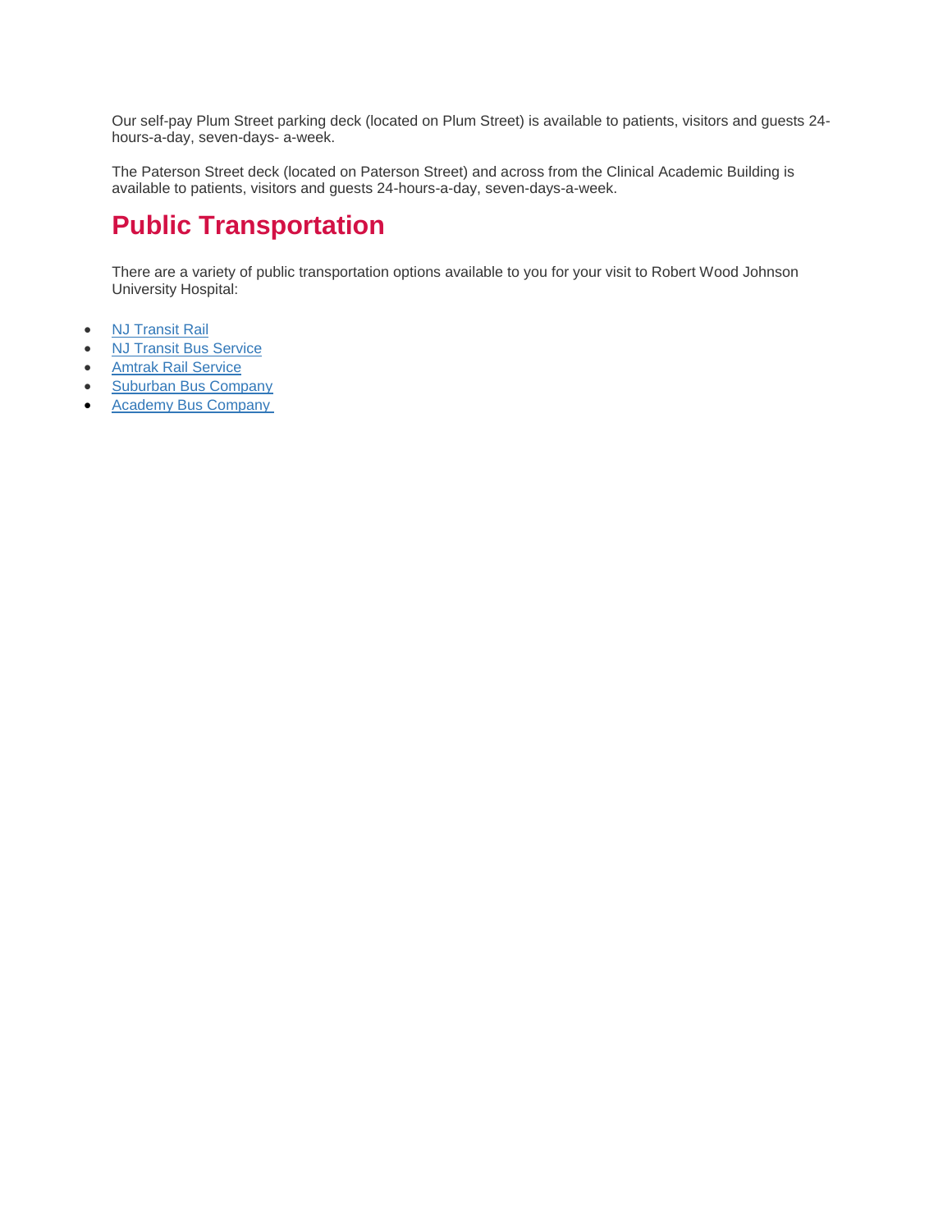Our self-pay Plum Street parking deck (located on Plum Street) is available to patients, visitors and guests 24-hours-a-day, seven-days- a-week.

The Paterson Street deck (located on Paterson Street) and across from the Clinical Academic Building is available to patients, visitors and guests 24-hours-a-day, seven-days-a-week.

## Public Transportation

There are a variety of public transportation options available to you for your visit to Robert Wood Johnson University Hospital:

- NJ Transit Rail
- NJ Transit Bus Service
- Amtrak Rail Service
- Suburban Bus Company
- Academy Bus Company